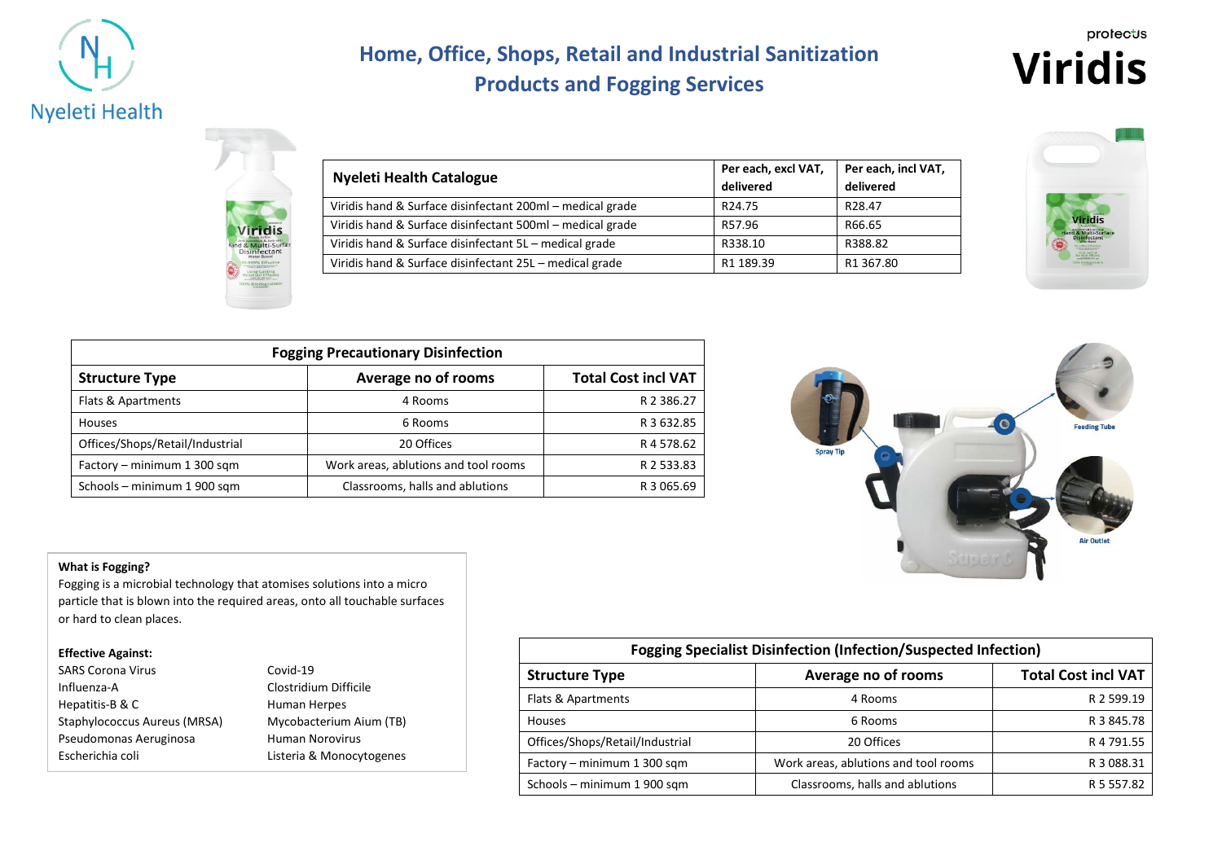# Home, Office, Shops, Retail and Industrial Sanitization Products and Fogging Services

| Nyeleti Health Catalogue | Per each, excl VAT, delivered | Per each, incl VAT, delivered |
|---|---|---|
| Viridis hand & Surface disinfectant 200ml – medical grade | R24.75 | R28.47 |
| Viridis hand & Surface disinfectant 500ml – medical grade | R57.96 | R66.65 |
| Viridis hand & Surface disinfectant 5L – medical grade | R338.10 | R388.82 |
| Viridis hand & Surface disinfectant 25L – medical grade | R1 189.39 | R1 367.80 |

| Fogging Precautionary Disinfection | | |
|---|---|---|
| **Structure Type** | **Average no of rooms** | **Total Cost incl VAT** |
| Flats & Apartments | 4 Rooms | R 2 386.27 |
| Houses | 6 Rooms | R 3 632.85 |
| Offices/Shops/Retail/Industrial | 20 Offices | R 4 578.62 |
| Factory – minimum 1 300 sqm | Work areas, ablutions and tool rooms | R 2 533.83 |
| Schools – minimum 1 900 sqm | Classrooms, halls and ablutions | R 3 065.69 |

**What is Fogging?**

Fogging is a microbial technology that atomises solutions into a micro particle that is blown into the required areas, onto all touchable surfaces or hard to clean places.

**Effective Against:**

- SARS Corona Virus
- Influenza-A
- Hepatitis-B & C
- Staphylococcus Aureus (MRSA)
- Pseudomonas Aeruginosa
- Escherichia coli
- Covid-19
- Clostridium Difficile
- Human Herpes
- Mycobacterium Aium (TB)
- Human Norovirus
- Listeria & Monocytogenes

| Fogging Specialist Disinfection (Infection/Suspected Infection) | | |
|---|---|---|
| **Structure Type** | **Average no of rooms** | **Total Cost incl VAT** |
| Flats & Apartments | 4 Rooms | R 2 599.19 |
| Houses | 6 Rooms | R 3 845.78 |
| Offices/Shops/Retail/Industrial | 20 Offices | R 4 791.55 |
| Factory – minimum 1 300 sqm | Work areas, ablutions and tool rooms | R 3 088.31 |
| Schools – minimum 1 900 sqm | Classrooms, halls and ablutions | R 5 557.82 |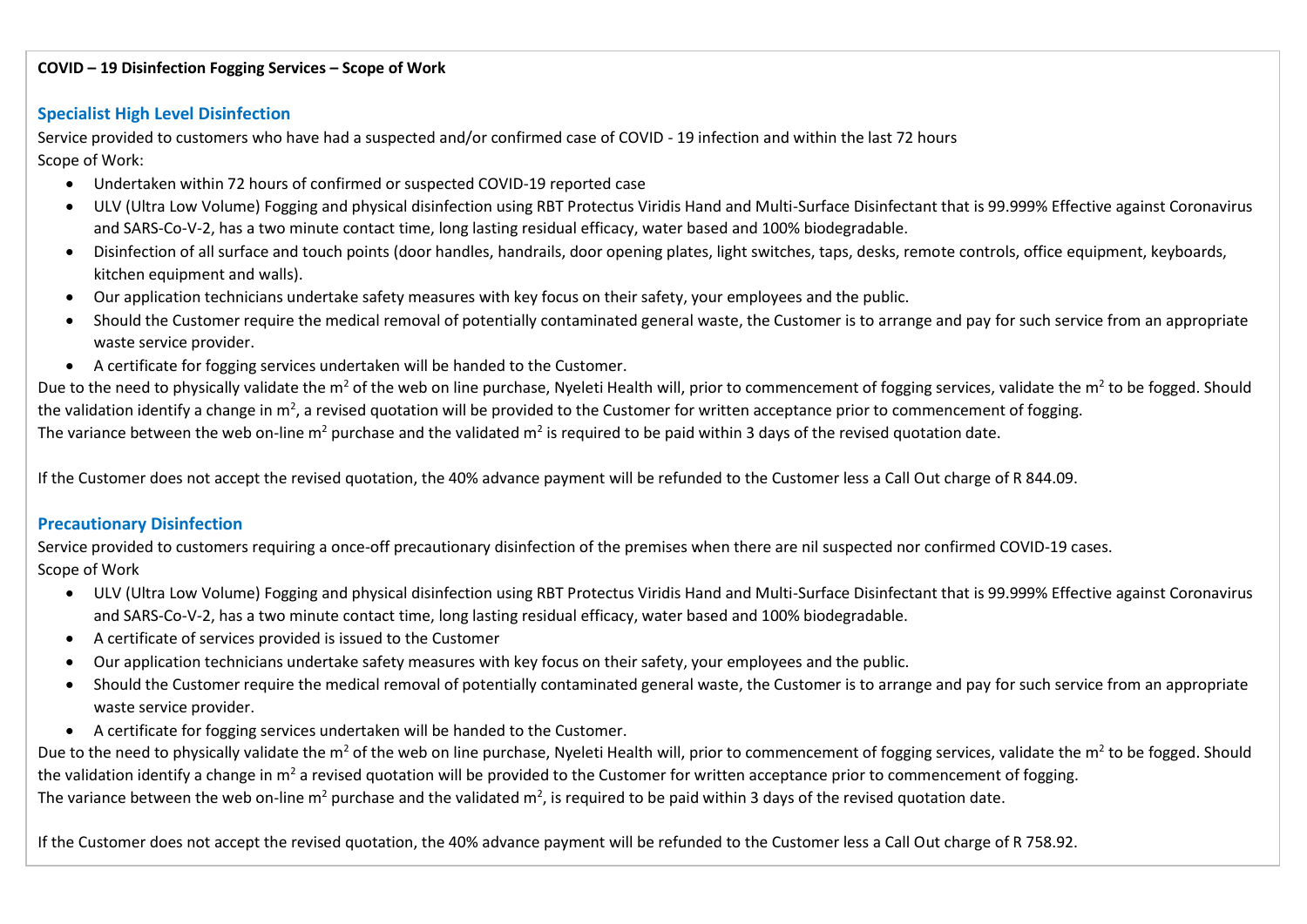**COVID – 19 Disinfection Fogging Services – Scope of Work**

## Specialist High Level Disinfection

Service provided to customers who have had a suspected and/or confirmed case of COVID - 19 infection and within the last 72 hours

Scope of Work:

- Undertaken within 72 hours of confirmed or suspected COVID-19 reported case
- ULV (Ultra Low Volume) Fogging and physical disinfection using RBT Protectus Viridis Hand and Multi-Surface Disinfectant that is 99.999% Effective against Coronavirus and SARS-Co-V-2, has a two minute contact time, long lasting residual efficacy, water based and 100% biodegradable.
- Disinfection of all surface and touch points (door handles, handrails, door opening plates, light switches, taps, desks, remote controls, office equipment, keyboards, kitchen equipment and walls).
- Our application technicians undertake safety measures with key focus on their safety, your employees and the public.
- Should the Customer require the medical removal of potentially contaminated general waste, the Customer is to arrange and pay for such service from an appropriate waste service provider.
- A certificate for fogging services undertaken will be handed to the Customer.

Due to the need to physically validate the $m^2$ of the web on line purchase, Nyeleti Health will, prior to commencement of fogging services, validate the $m^2$ to be fogged. Should the validation identify a change in $m^2$, a revised quotation will be provided to the Customer for written acceptance prior to commencement of fogging.

The variance between the web on-line $m^2$ purchase and the validated $m^2$ is required to be paid within 3 days of the revised quotation date.

If the Customer does not accept the revised quotation, the 40% advance payment will be refunded to the Customer less a Call Out charge of R 844.09.

## Precautionary Disinfection

Service provided to customers requiring a once-off precautionary disinfection of the premises when there are nil suspected nor confirmed COVID-19 cases.

Scope of Work

- ULV (Ultra Low Volume) Fogging and physical disinfection using RBT Protectus Viridis Hand and Multi-Surface Disinfectant that is 99.999% Effective against Coronavirus and SARS-Co-V-2, has a two minute contact time, long lasting residual efficacy, water based and 100% biodegradable.
- A certificate of services provided is issued to the Customer
- Our application technicians undertake safety measures with key focus on their safety, your employees and the public.
- Should the Customer require the medical removal of potentially contaminated general waste, the Customer is to arrange and pay for such service from an appropriate waste service provider.
- A certificate for fogging services undertaken will be handed to the Customer.

Due to the need to physically validate the $m^2$ of the web on line purchase, Nyeleti Health will, prior to commencement of fogging services, validate the $m^2$ to be fogged. Should the validation identify a change in $m^2$ a revised quotation will be provided to the Customer for written acceptance prior to commencement of fogging.

The variance between the web on-line $m^2$ purchase and the validated $m^2$, is required to be paid within 3 days of the revised quotation date.

If the Customer does not accept the revised quotation, the 40% advance payment will be refunded to the Customer less a Call Out charge of R 758.92.